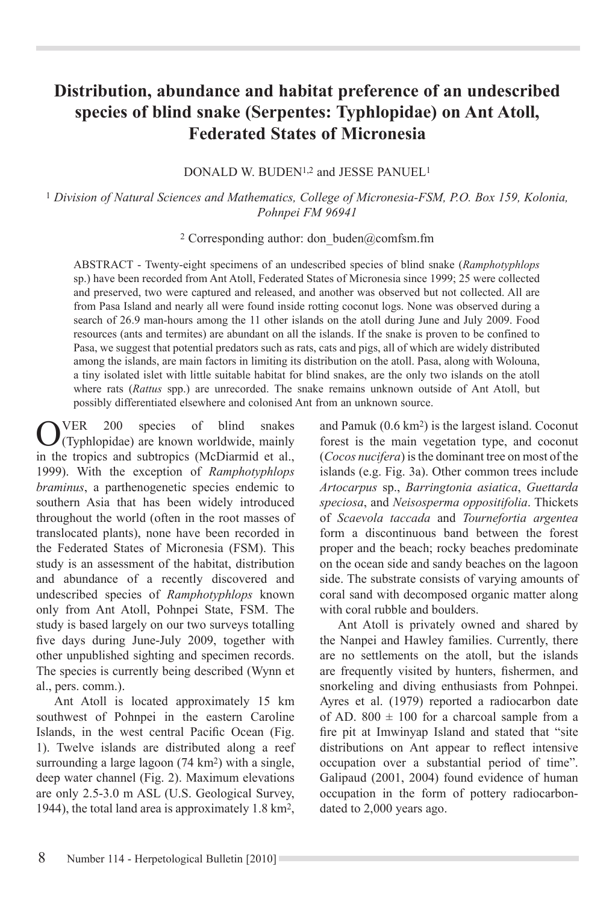# Distribution, abundance and habitat preference of an undescribed species of blind snake (Serpentes: Typhlopidae) on Ant Atoll, Federated States of Micronesia

DONALD W. BUDEN[1,2] and JESSE PANUEL[1]

[1] *Division of Natural Sciences and Mathematics, College of Micronesia-FSM, P.O. Box 159, Kolonia, Pohnpei FM 96941*

[2] Corresponding author: don_buden@comfsm.fm

ABSTRACT - Twenty-eight specimens of an undescribed species of blind snake (*Ramphotyphlops* sp.) have been recorded from Ant Atoll, Federated States of Micronesia since 1999; 25 were collected and preserved, two were captured and released, and another was observed but not collected. All are from Pasa Island and nearly all were found inside rotting coconut logs. None was observed during a search of 26.9 man-hours among the 11 other islands on the atoll during June and July 2009. Food resources (ants and termites) are abundant on all the islands. If the snake is proven to be confined to Pasa, we suggest that potential predators such as rats, cats and pigs, all of which are widely distributed among the islands, are main factors in limiting its distribution on the atoll. Pasa, along with Wolouna, a tiny isolated islet with little suitable habitat for blind snakes, are the only two islands on the atoll where rats (*Rattus* spp.) are unrecorded. The snake remains unknown outside of Ant Atoll, but possibly differentiated elsewhere and colonised Ant from an unknown source.

OVER 200 species of blind snakes (Typhlopidae) are known worldwide, mainly in the tropics and subtropics (McDiarmid et al., 1999). With the exception of *Ramphotyphlops braminus*, a parthenogenetic species endemic to southern Asia that has been widely introduced throughout the world (often in the root masses of translocated plants), none have been recorded in the Federated States of Micronesia (FSM). This study is an assessment of the habitat, distribution and abundance of a recently discovered and undescribed species of *Ramphotyphlops* known only from Ant Atoll, Pohnpei State, FSM. The study is based largely on our two surveys totalling five days during June-July 2009, together with other unpublished sighting and specimen records. The species is currently being described (Wynn et al., pers. comm.).

Ant Atoll is located approximately 15 km southwest of Pohnpei in the eastern Caroline Islands, in the west central Pacific Ocean (Fig. 1). Twelve islands are distributed along a reef surrounding a large lagoon (74 km$^2$) with a single, deep water channel (Fig. 2). Maximum elevations are only 2.5-3.0 m ASL (U.S. Geological Survey, 1944), the total land area is approximately 1.8 km$^2$, and Pamuk (0.6 km$^2$) is the largest island. Coconut forest is the main vegetation type, and coconut (*Cocos nucifera*) is the dominant tree on most of the islands (e.g. Fig. 3a). Other common trees include *Artocarpus* sp., *Barringtonia asiatica*, *Guettarda speciosa*, and *Neisosperma oppositifolia*. Thickets of *Scaevola taccada* and *Tournefortia argentea* form a discontinuous band between the forest proper and the beach; rocky beaches predominate on the ocean side and sandy beaches on the lagoon side. The substrate consists of varying amounts of coral sand with decomposed organic matter along with coral rubble and boulders.

Ant Atoll is privately owned and shared by the Nanpei and Hawley families. Currently, there are no settlements on the atoll, but the islands are frequently visited by hunters, fishermen, and snorkeling and diving enthusiasts from Pohnpei. Ayres et al. (1979) reported a radiocarbon date of AD. 800 ± 100 for a charcoal sample from a fire pit at Imwinyap Island and stated that "site distributions on Ant appear to reflect intensive occupation over a substantial period of time". Galipaud (2001, 2004) found evidence of human occupation in the form of pottery radiocarbon-dated to 2,000 years ago.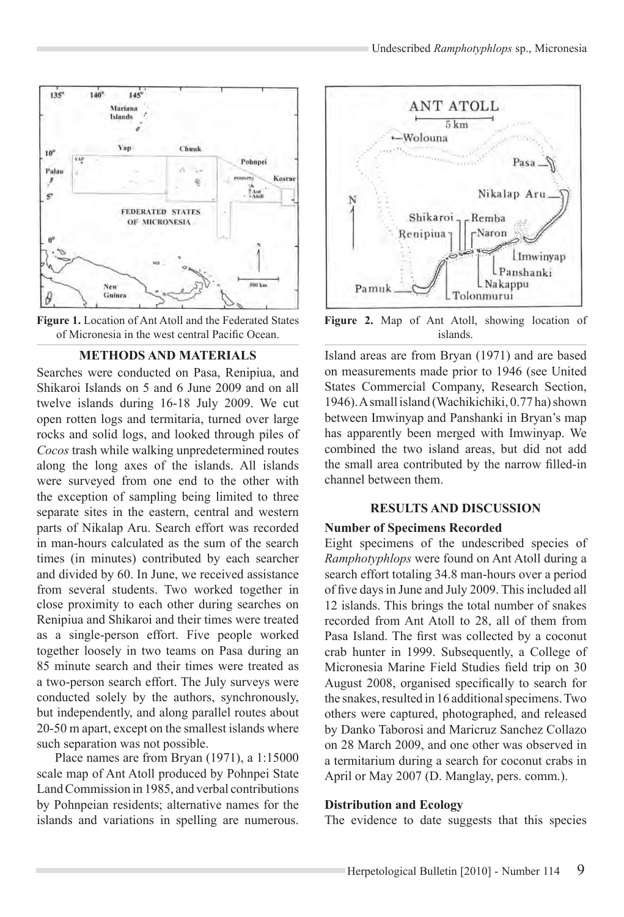Figure 1. Location of Ant Atoll and the Federated States of Micronesia in the west central Pacific Ocean.

Figure 2. Map of Ant Atoll, showing location of islands.

## METHODS AND MATERIALS

Searches were conducted on Pasa, Renipiua, and Shikaroi Islands on 5 and 6 June 2009 and on all twelve islands during 16-18 July 2009. We cut open rotten logs and termitaria, turned over large rocks and solid logs, and looked through piles of *Cocos* trash while walking unpredetermined routes along the long axes of the islands. All islands were surveyed from one end to the other with the exception of sampling being limited to three separate sites in the eastern, central and western parts of Nikalap Aru. Search effort was recorded in man-hours calculated as the sum of the search times (in minutes) contributed by each searcher and divided by 60. In June, we received assistance from several students. Two worked together in close proximity to each other during searches on Renipiua and Shikaroi and their times were treated as a single-person effort. Five people worked together loosely in two teams on Pasa during an 85 minute search and their times were treated as a two-person search effort. The July surveys were conducted solely by the authors, synchronously, but independently, and along parallel routes about 20-50 m apart, except on the smallest islands where such separation was not possible.

Place names are from Bryan (1971), a 1:15000 scale map of Ant Atoll produced by Pohnpei State Land Commission in 1985, and verbal contributions by Pohnpeian residents; alternative names for the islands and variations in spelling are numerous. Island areas are from Bryan (1971) and are based on measurements made prior to 1946 (see United States Commercial Company, Research Section, 1946). A small island (Wachikichiki, 0.77 ha) shown between Imwinyap and Panshanki in Bryan's map has apparently been merged with Imwinyap. We combined the two island areas, but did not add the small area contributed by the narrow filled-in channel between them.

## RESULTS AND DISCUSSION

### Number of Specimens Recorded

Eight specimens of the undescribed species of *Ramphotyphlops* were found on Ant Atoll during a search effort totaling 34.8 man-hours over a period of five days in June and July 2009. This included all 12 islands. This brings the total number of snakes recorded from Ant Atoll to 28, all of them from Pasa Island. The first was collected by a coconut crab hunter in 1999. Subsequently, a College of Micronesia Marine Field Studies field trip on 30 August 2008, organised specifically to search for the snakes, resulted in 16 additional specimens. Two others were captured, photographed, and released by Danko Taborosi and Maricruz Sanchez Collazo on 28 March 2009, and one other was observed in a termitarium during a search for coconut crabs in April or May 2007 (D. Manglay, pers. comm.).

### Distribution and Ecology

The evidence to date suggests that this species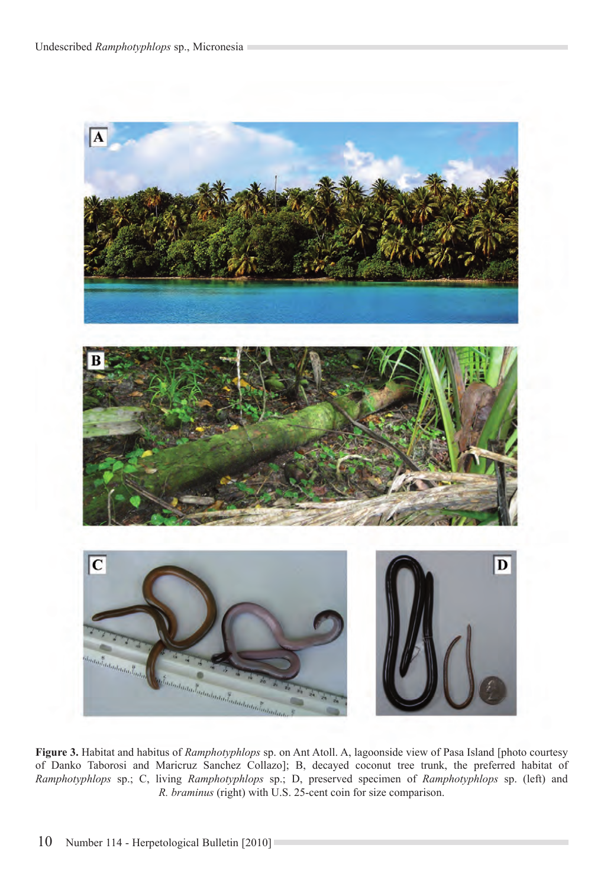**Figure 3.** Habitat and habitus of *Ramphotyphlops* sp. on Ant Atoll. A, lagoonside view of Pasa Island [photo courtesy of Danko Taborosi and Maricruz Sanchez Collazo]; B, decayed coconut tree trunk, the preferred habitat of *Ramphotyphlops* sp.; C, living *Ramphotyphlops* sp.; D, preserved specimen of *Ramphotyphlops* sp. (left) and *R. braminus* (right) with U.S. 25-cent coin for size comparison.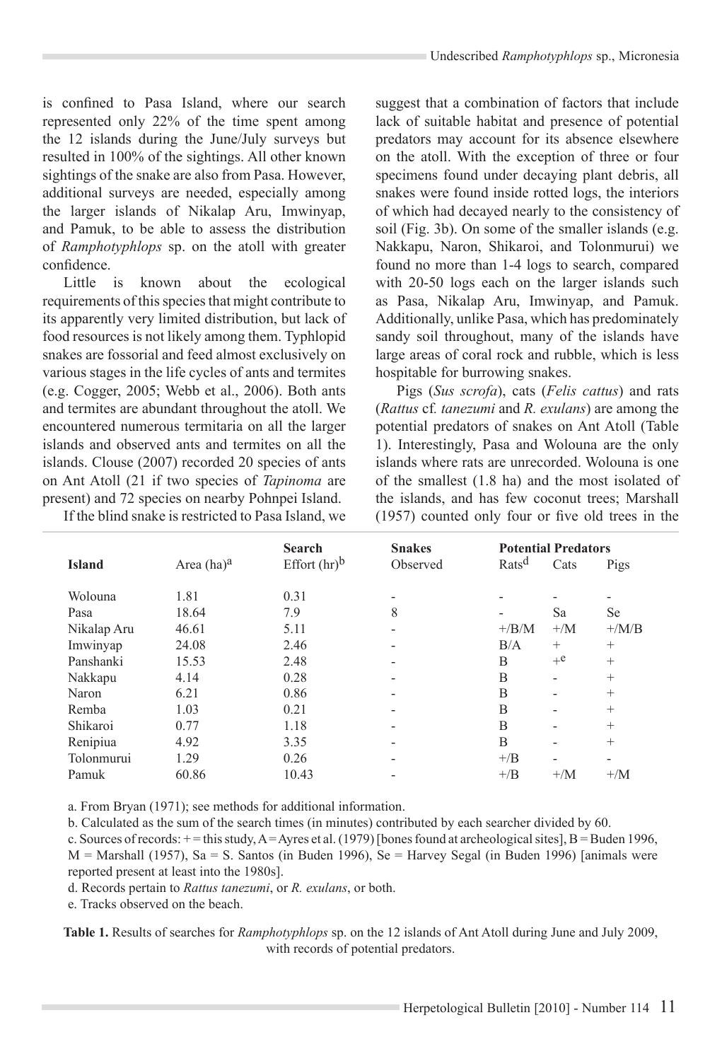is confined to Pasa Island, where our search represented only 22% of the time spent among the 12 islands during the June/July surveys but resulted in 100% of the sightings. All other known sightings of the snake are also from Pasa. However, additional surveys are needed, especially among the larger islands of Nikalap Aru, Imwinyap, and Pamuk, to be able to assess the distribution of *Ramphotyphlops* sp. on the atoll with greater confidence.

Little is known about the ecological requirements of this species that might contribute to its apparently very limited distribution, but lack of food resources is not likely among them. Typhlopid snakes are fossorial and feed almost exclusively on various stages in the life cycles of ants and termites (e.g. Cogger, 2005; Webb et al., 2006). Both ants and termites are abundant throughout the atoll. We encountered numerous termitaria on all the larger islands and observed ants and termites on all the islands. Clouse (2007) recorded 20 species of ants on Ant Atoll (21 if two species of *Tapinoma* are present) and 72 species on nearby Pohnpei Island.

If the blind snake is restricted to Pasa Island, we suggest that a combination of factors that include lack of suitable habitat and presence of potential predators may account for its absence elsewhere on the atoll. With the exception of three or four specimens found under decaying plant debris, all snakes were found inside rotted logs, the interiors of which had decayed nearly to the consistency of soil (Fig. 3b). On some of the smaller islands (e.g. Nakkapu, Naron, Shikaroi, and Tolonmurui) we found no more than 1-4 logs to search, compared with 20-50 logs each on the larger islands such as Pasa, Nikalap Aru, Imwinyap, and Pamuk. Additionally, unlike Pasa, which has predominately sandy soil throughout, many of the islands have large areas of coral rock and rubble, which is less hospitable for burrowing snakes.

Pigs (*Sus scrofa*), cats (*Felis cattus*) and rats (*Rattus* cf. *tanezumi* and *R. exulans*) are among the potential predators of snakes on Ant Atoll (Table 1). Interestingly, Pasa and Wolouna are the only islands where rats are unrecorded. Wolouna is one of the smallest (1.8 ha) and the most isolated of the islands, and has few coconut trees; Marshall (1957) counted only four or five old trees in the

| Island | Area (ha)[a] | Search Effort (hr)[b] | Snakes Observed | Potential Predators | | |
|---|---|---|---|---|---|---|
| | | | | Rats[d] | Cats | Pigs |
| Wolouna | 1.81 | 0.31 | - | - | - | - |
| Pasa | 18.64 | 7.9 | 8 | - | Sa | Se |
| Nikalap Aru | 46.61 | 5.11 | - | +/B/M | +/M | +/M/B |
| Imwinyap | 24.08 | 2.46 | - | B/A | + | + |
| Panshanki | 15.53 | 2.48 | - | B | +[e] | + |
| Nakkapu | 4.14 | 0.28 | - | B | - | + |
| Naron | 6.21 | 0.86 | - | B | - | + |
| Remba | 1.03 | 0.21 | - | B | - | + |
| Shikaroi | 0.77 | 1.18 | - | B | - | + |
| Renipiua | 4.92 | 3.35 | - | B | - | + |
| Tolonmurui | 1.29 | 0.26 | - | +/B | - | - |
| Pamuk | 60.86 | 10.43 | - | +/B | +/M | +/M |

a. From Bryan (1971); see methods for additional information.

b. Calculated as the sum of the search times (in minutes) contributed by each searcher divided by 60.

c. Sources of records: + = this study, A = Ayres et al. (1979) [bones found at archeological sites], B = Buden 1996, M = Marshall (1957), Sa = S. Santos (in Buden 1996), Se = Harvey Segal (in Buden 1996) [animals were reported present at least into the 1980s].

d. Records pertain to *Rattus tanezumi*, or *R. exulans*, or both.

e. Tracks observed on the beach.

**Table 1.** Results of searches for *Ramphotyphlops* sp. on the 12 islands of Ant Atoll during June and July 2009, with records of potential predators.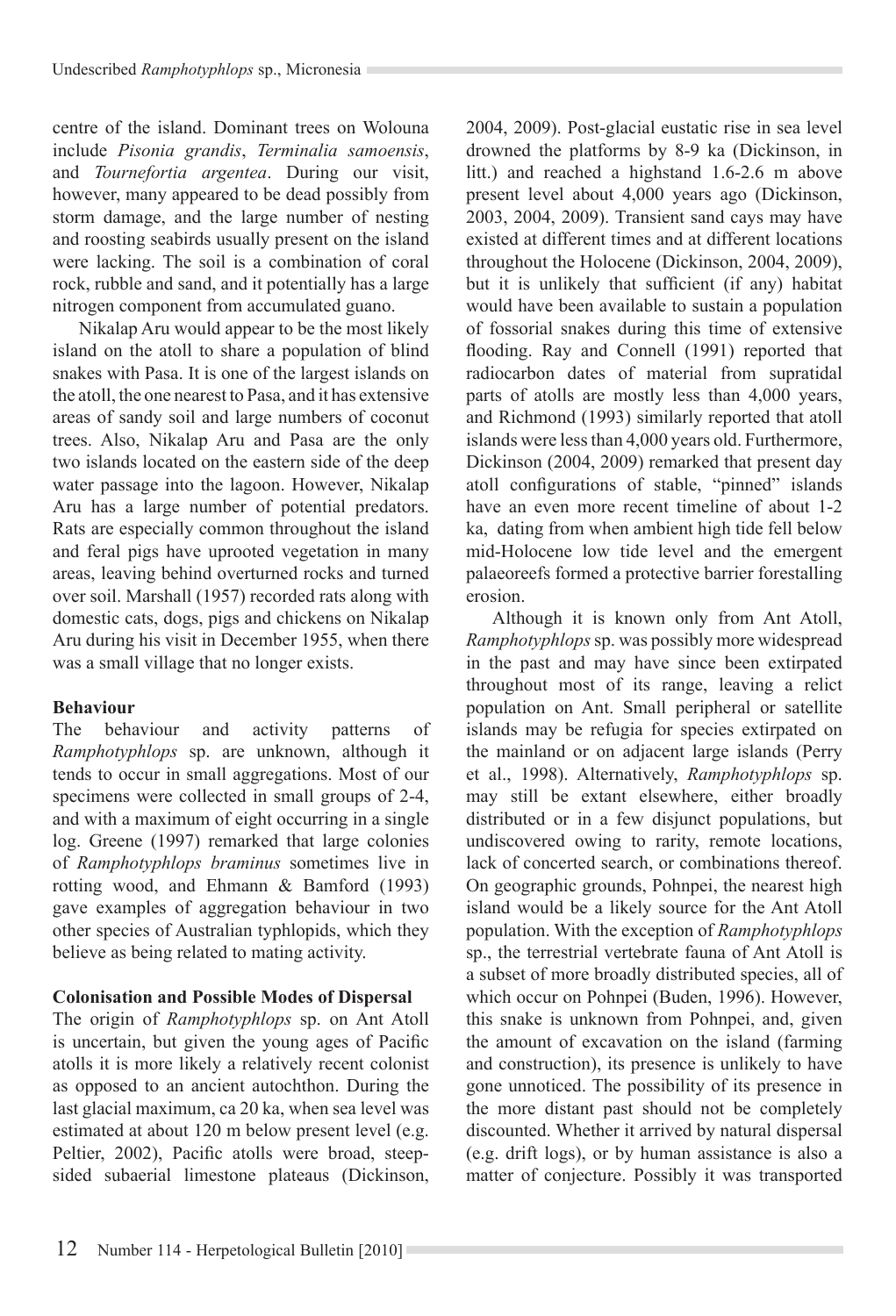centre of the island. Dominant trees on Wolouna include *Pisonia grandis*, *Terminalia samoensis*, and *Tournefortia argentea*. During our visit, however, many appeared to be dead possibly from storm damage, and the large number of nesting and roosting seabirds usually present on the island were lacking. The soil is a combination of coral rock, rubble and sand, and it potentially has a large nitrogen component from accumulated guano.

Nikalap Aru would appear to be the most likely island on the atoll to share a population of blind snakes with Pasa. It is one of the largest islands on the atoll, the one nearest to Pasa, and it has extensive areas of sandy soil and large numbers of coconut trees. Also, Nikalap Aru and Pasa are the only two islands located on the eastern side of the deep water passage into the lagoon. However, Nikalap Aru has a large number of potential predators. Rats are especially common throughout the island and feral pigs have uprooted vegetation in many areas, leaving behind overturned rocks and turned over soil. Marshall (1957) recorded rats along with domestic cats, dogs, pigs and chickens on Nikalap Aru during his visit in December 1955, when there was a small village that no longer exists.

**Behaviour**

The behaviour and activity patterns of *Ramphotyphlops* sp. are unknown, although it tends to occur in small aggregations. Most of our specimens were collected in small groups of 2-4, and with a maximum of eight occurring in a single log. Greene (1997) remarked that large colonies of *Ramphotyphlops braminus* sometimes live in rotting wood, and Ehmann & Bamford (1993) gave examples of aggregation behaviour in two other species of Australian typhlopids, which they believe as being related to mating activity.

**Colonisation and Possible Modes of Dispersal**

The origin of *Ramphotyphlops* sp. on Ant Atoll is uncertain, but given the young ages of Pacific atolls it is more likely a relatively recent colonist as opposed to an ancient autochthon. During the last glacial maximum, ca 20 ka, when sea level was estimated at about 120 m below present level (e.g. Peltier, 2002), Pacific atolls were broad, steep-sided subaerial limestone plateaus (Dickinson, 2004, 2009). Post-glacial eustatic rise in sea level drowned the platforms by 8-9 ka (Dickinson, in litt.) and reached a highstand 1.6-2.6 m above present level about 4,000 years ago (Dickinson, 2003, 2004, 2009). Transient sand cays may have existed at different times and at different locations throughout the Holocene (Dickinson, 2004, 2009), but it is unlikely that sufficient (if any) habitat would have been available to sustain a population of fossorial snakes during this time of extensive flooding. Ray and Connell (1991) reported that radiocarbon dates of material from supratidal parts of atolls are mostly less than 4,000 years, and Richmond (1993) similarly reported that atoll islands were less than 4,000 years old. Furthermore, Dickinson (2004, 2009) remarked that present day atoll configurations of stable, "pinned" islands have an even more recent timeline of about 1-2 ka, dating from when ambient high tide fell below mid-Holocene low tide level and the emergent palaeoreefs formed a protective barrier forestalling erosion.

Although it is known only from Ant Atoll, *Ramphotyphlops* sp. was possibly more widespread in the past and may have since been extirpated throughout most of its range, leaving a relict population on Ant. Small peripheral or satellite islands may be refugia for species extirpated on the mainland or on adjacent large islands (Perry et al., 1998). Alternatively, *Ramphotyphlops* sp. may still be extant elsewhere, either broadly distributed or in a few disjunct populations, but undiscovered owing to rarity, remote locations, lack of concerted search, or combinations thereof. On geographic grounds, Pohnpei, the nearest high island would be a likely source for the Ant Atoll population. With the exception of *Ramphotyphlops* sp., the terrestrial vertebrate fauna of Ant Atoll is a subset of more broadly distributed species, all of which occur on Pohnpei (Buden, 1996). However, this snake is unknown from Pohnpei, and, given the amount of excavation on the island (farming and construction), its presence is unlikely to have gone unnoticed. The possibility of its presence in the more distant past should not be completely discounted. Whether it arrived by natural dispersal (e.g. drift logs), or by human assistance is also a matter of conjecture. Possibly it was transported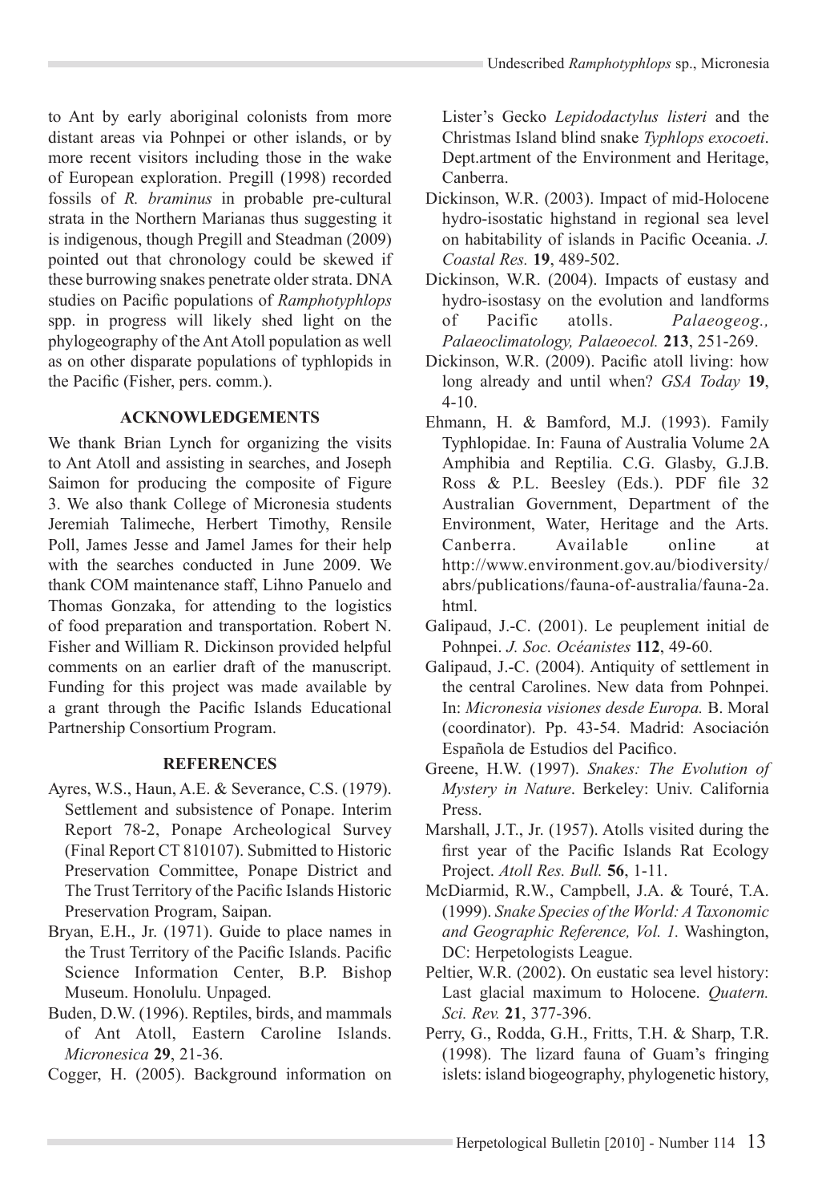to Ant by early aboriginal colonists from more distant areas via Pohnpei or other islands, or by more recent visitors including those in the wake of European exploration. Pregill (1998) recorded fossils of *R. braminus* in probable pre-cultural strata in the Northern Marianas thus suggesting it is indigenous, though Pregill and Steadman (2009) pointed out that chronology could be skewed if these burrowing snakes penetrate older strata. DNA studies on Pacific populations of *Ramphotyphlops* spp. in progress will likely shed light on the phylogeography of the Ant Atoll population as well as on other disparate populations of typhlopids in the Pacific (Fisher, pers. comm.).

## ACKNOWLEDGEMENTS

We thank Brian Lynch for organizing the visits to Ant Atoll and assisting in searches, and Joseph Saimon for producing the composite of Figure 3. We also thank College of Micronesia students Jeremiah Talimeche, Herbert Timothy, Rensile Poll, James Jesse and Jamel James for their help with the searches conducted in June 2009. We thank COM maintenance staff, Lihno Panuelo and Thomas Gonzaka, for attending to the logistics of food preparation and transportation. Robert N. Fisher and William R. Dickinson provided helpful comments on an earlier draft of the manuscript. Funding for this project was made available by a grant through the Pacific Islands Educational Partnership Consortium Program.

## REFERENCES

Ayres, W.S., Haun, A.E. & Severance, C.S. (1979). Settlement and subsistence of Ponape. Interim Report 78-2, Ponape Archeological Survey (Final Report CT 810107). Submitted to Historic Preservation Committee, Ponape District and The Trust Territory of the Pacific Islands Historic Preservation Program, Saipan.

Bryan, E.H., Jr. (1971). Guide to place names in the Trust Territory of the Pacific Islands. Pacific Science Information Center, B.P. Bishop Museum. Honolulu. Unpaged.

Buden, D.W. (1996). Reptiles, birds, and mammals of Ant Atoll, Eastern Caroline Islands. *Micronesica* **29**, 21-36.

Cogger, H. (2005). Background information on Lister's Gecko *Lepidodactylus listeri* and the Christmas Island blind snake *Typhlops exocoeti*. Dept.artment of the Environment and Heritage, Canberra.

Dickinson, W.R. (2003). Impact of mid-Holocene hydro-isostatic highstand in regional sea level on habitability of islands in Pacific Oceania. *J. Coastal Res.* **19**, 489-502.

Dickinson, W.R. (2004). Impacts of eustasy and hydro-isostasy on the evolution and landforms of Pacific atolls. *Palaeogeog., Palaeoclimatology, Palaeoecol.* **213**, 251-269.

Dickinson, W.R. (2009). Pacific atoll living: how long already and until when? *GSA Today* **19**, 4-10.

Ehmann, H. & Bamford, M.J. (1993). Family Typhlopidae. In: Fauna of Australia Volume 2A Amphibia and Reptilia. C.G. Glasby, G.J.B. Ross & P.L. Beesley (Eds.). PDF file 32 Australian Government, Department of the Environment, Water, Heritage and the Arts. Canberra. Available online at http://www.environment.gov.au/biodiversity/abrs/publications/fauna-of-australia/fauna-2a.html.

Galipaud, J.-C. (2001). Le peuplement initial de Pohnpei. *J. Soc. Océanistes* **112**, 49-60.

Galipaud, J.-C. (2004). Antiquity of settlement in the central Carolines. New data from Pohnpei. In: *Micronesia visiones desde Europa.* B. Moral (coordinator). Pp. 43-54. Madrid: Asociación Española de Estudios del Pacifico.

Greene, H.W. (1997). *Snakes: The Evolution of Mystery in Nature*. Berkeley: Univ. California Press.

Marshall, J.T., Jr. (1957). Atolls visited during the first year of the Pacific Islands Rat Ecology Project. *Atoll Res. Bull.* **56**, 1-11.

McDiarmid, R.W., Campbell, J.A. & Touré, T.A. (1999). *Snake Species of the World: A Taxonomic and Geographic Reference, Vol. 1.* Washington, DC: Herpetologists League.

Peltier, W.R. (2002). On eustatic sea level history: Last glacial maximum to Holocene. *Quatern. Sci. Rev.* **21**, 377-396.

Perry, G., Rodda, G.H., Fritts, T.H. & Sharp, T.R. (1998). The lizard fauna of Guam's fringing islets: island biogeography, phylogenetic history,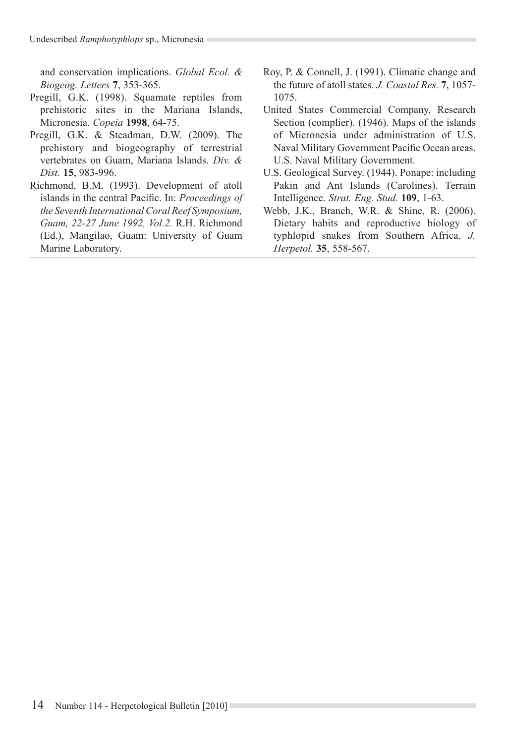and conservation implications. *Global Ecol. & Biogeog. Letters* **7**, 353-365.

Pregill, G.K. (1998). Squamate reptiles from prehistoric sites in the Mariana Islands, Micronesia. *Copeia* **1998**, 64-75.

Pregill, G.K. & Steadman, D.W. (2009). The prehistory and biogeography of terrestrial vertebrates on Guam, Mariana Islands. *Div. & Dist.* **15**, 983-996.

Richmond, B.M. (1993). Development of atoll islands in the central Pacific. In: *Proceedings of the Seventh International Coral Reef Symposium, Guam, 22-27 June 1992, Vol.2.* R.H. Richmond (Ed.), Mangilao, Guam: University of Guam Marine Laboratory.

Roy, P. & Connell, J. (1991). Climatic change and the future of atoll states. *J. Coastal Res.* **7**, 1057-1075.

United States Commercial Company, Research Section (complier). (1946). Maps of the islands of Micronesia under administration of U.S. Naval Military Government Pacific Ocean areas. U.S. Naval Military Government.

U.S. Geological Survey. (1944). Ponape: including Pakin and Ant Islands (Carolines). Terrain Intelligence. *Strat. Eng. Stud.* **109**, 1-63.

Webb, J.K., Branch, W.R. & Shine, R. (2006). Dietary habits and reproductive biology of typhlopid snakes from Southern Africa. *J. Herpetol.* **35**, 558-567.